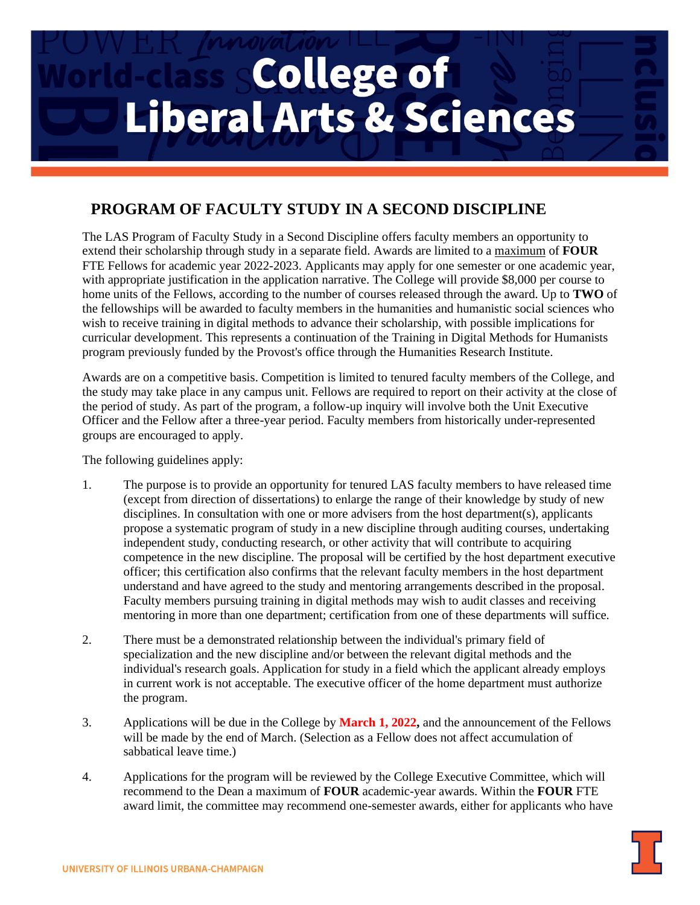# College of Liberal Arts & Sciences

## PROGRAM OF FACULTY STUDY IN A SECOND DISCIPLINE

The LAS Program of Faculty Study in a Second Discipline offers faculty members an opportunity to extend their scholarship through study in a separate field. Awards are limited to a maximum of **FOUR** FTE Fellows for academic year 2022-2023. Applicants may apply for one semester or one academic year, with appropriate justification in the application narrative. The College will provide $8,000 per course to home units of the Fellows, according to the number of courses released through the award. Up to **TWO** of the fellowships will be awarded to faculty members in the humanities and humanistic social sciences who wish to receive training in digital methods to advance their scholarship, with possible implications for curricular development. This represents a continuation of the Training in Digital Methods for Humanists program previously funded by the Provost's office through the Humanities Research Institute.

Awards are on a competitive basis. Competition is limited to tenured faculty members of the College, and the study may take place in any campus unit. Fellows are required to report on their activity at the close of the period of study. As part of the program, a follow-up inquiry will involve both the Unit Executive Officer and the Fellow after a three-year period. Faculty members from historically under-represented groups are encouraged to apply.

The following guidelines apply:

1. The purpose is to provide an opportunity for tenured LAS faculty members to have released time (except from direction of dissertations) to enlarge the range of their knowledge by study of new disciplines. In consultation with one or more advisers from the host department(s), applicants propose a systematic program of study in a new discipline through auditing courses, undertaking independent study, conducting research, or other activity that will contribute to acquiring competence in the new discipline. The proposal will be certified by the host department executive officer; this certification also confirms that the relevant faculty members in the host department understand and have agreed to the study and mentoring arrangements described in the proposal. Faculty members pursuing training in digital methods may wish to audit classes and receiving mentoring in more than one department; certification from one of these departments will suffice.

2. There must be a demonstrated relationship between the individual's primary field of specialization and the new discipline and/or between the relevant digital methods and the individual's research goals. Application for study in a field which the applicant already employs in current work is not acceptable. The executive officer of the home department must authorize the program.

3. Applications will be due in the College by **March 1, 2022,** and the announcement of the Fellows will be made by the end of March. (Selection as a Fellow does not affect accumulation of sabbatical leave time.)

4. Applications for the program will be reviewed by the College Executive Committee, which will recommend to the Dean a maximum of **FOUR** academic-year awards. Within the **FOUR** FTE award limit, the committee may recommend one-semester awards, either for applicants who have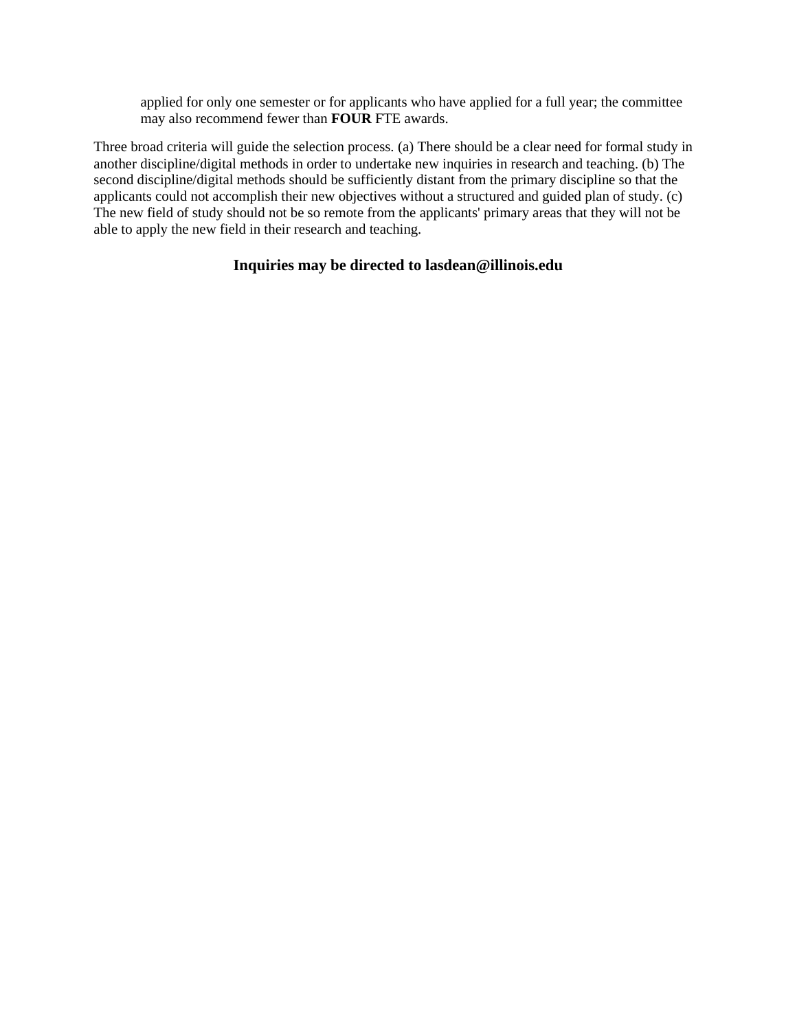applied for only one semester or for applicants who have applied for a full year; the committee may also recommend fewer than **FOUR** FTE awards.

Three broad criteria will guide the selection process. (a) There should be a clear need for formal study in another discipline/digital methods in order to undertake new inquiries in research and teaching. (b) The second discipline/digital methods should be sufficiently distant from the primary discipline so that the applicants could not accomplish their new objectives without a structured and guided plan of study. (c) The new field of study should not be so remote from the applicants' primary areas that they will not be able to apply the new field in their research and teaching.

**Inquiries may be directed to lasdean@illinois.edu**